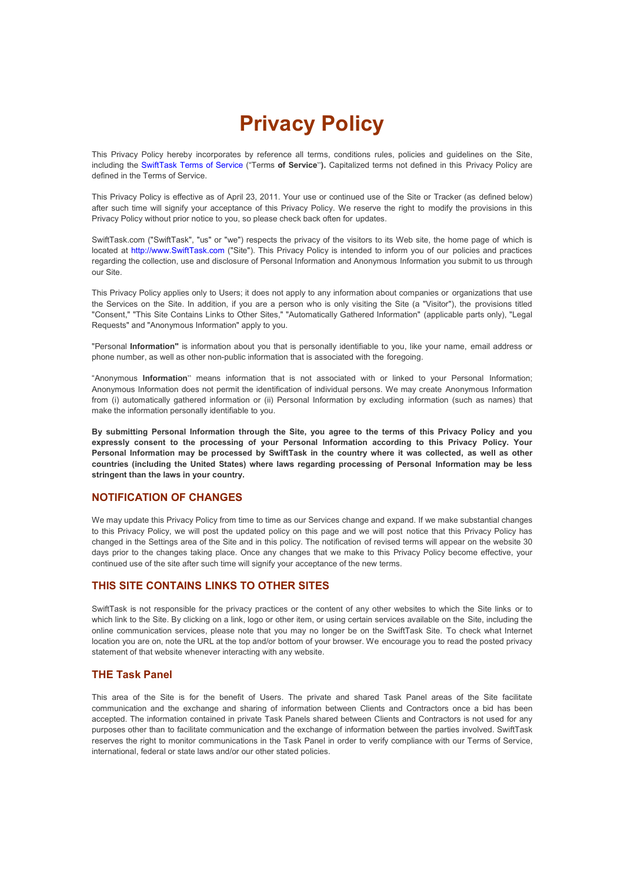# Privacy Policy

This Privacy Policy hereby incorporates by reference all terms, conditions rules, policies and guidelines on the Site, including the SwiftTask Terms of Service ("Terms **of Service**"**).** Capitalized terms not defined in this Privacy Policy are defined in the Terms of Service.

This Privacy Policy is effective as of April 23, 2011. Your use or continued use of the Site or Tracker (as defined below) after such time will signify your acceptance of this Privacy Policy. We reserve the right to modify the provisions in this Privacy Policy without prior notice to you, so please check back often for updates.

SwiftTask.com ("SwiftTask", "us" or "we") respects the privacy of the visitors to its Web site, the home page of which is located at http://www.SwiftTask.com ("Site"). This Privacy Policy is intended to inform you of our policies and practices regarding the collection, use and disclosure of Personal Information and Anonymous Information you submit to us through our Site.

This Privacy Policy applies only to Users; it does not apply to any information about companies or organizations that use the Services on the Site. In addition, if you are a person who is only visiting the Site (a "Visitor"), the provisions titled "Consent," "This Site Contains Links to Other Sites," "Automatically Gathered Information" (applicable parts only), "Legal Requests" and "Anonymous Information" apply to you.

"Personal **Information"** is information about you that is personally identifiable to you, like your name, email address or phone number, as well as other non-public information that is associated with the foregoing.

"Anonymous **Information**" means information that is not associated with or linked to your Personal Information; Anonymous Information does not permit the identification of individual persons. We may create Anonymous Information from (i) automatically gathered information or (ii) Personal Information by excluding information (such as names) that make the information personally identifiable to you.

**By submitting Personal Information through the Site, you agree to the terms of this Privacy Policy and you expressly consent to the processing of your Personal Information according to this Privacy Policy. Your Personal Information may be processed by SwiftTask in the country where it was collected, as well as other countries (including the United States) where laws regarding processing of Personal Information may be less stringent than the laws in your country.**

## NOTIFICATION OF CHANGES

We may update this Privacy Policy from time to time as our Services change and expand. If we make substantial changes to this Privacy Policy, we will post the updated policy on this page and we will post notice that this Privacy Policy has changed in the Settings area of the Site and in this policy. The notification of revised terms will appear on the website 30 days prior to the changes taking place. Once any changes that we make to this Privacy Policy become effective, your continued use of the site after such time will signify your acceptance of the new terms.

## THIS SITE CONTAINS LINKS TO OTHER SITES

SwiftTask is not responsible for the privacy practices or the content of any other websites to which the Site links or to which link to the Site. By clicking on a link, logo or other item, or using certain services available on the Site, including the online communication services, please note that you may no longer be on the SwiftTask Site. To check what Internet location you are on, note the URL at the top and/or bottom of your browser. We encourage you to read the posted privacy statement of that website whenever interacting with any website.

## THE Task Panel

This area of the Site is for the benefit of Users. The private and shared Task Panel areas of the Site facilitate communication and the exchange and sharing of information between Clients and Contractors once a bid has been accepted. The information contained in private Task Panels shared between Clients and Contractors is not used for any purposes other than to facilitate communication and the exchange of information between the parties involved. SwiftTask reserves the right to monitor communications in the Task Panel in order to verify compliance with our Terms of Service, international, federal or state laws and/or our other stated policies.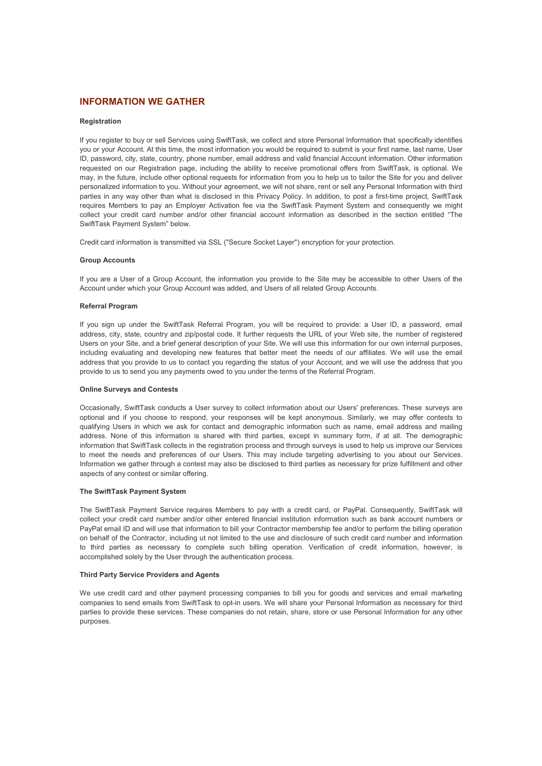## INFORMATION WE GATHER

**Registration**

If you register to buy or sell Services using SwiftTask, we collect and store Personal Information that specifically identifies you or your Account. At this time, the most information you would be required to submit is your first name, last name, User ID, password, city, state, country, phone number, email address and valid financial Account information. Other information requested on our Registration page, including the ability to receive promotional offers from SwiftTask, is optional. We may, in the future, include other optional requests for information from you to help us to tailor the Site for you and deliver personalized information to you. Without your agreement, we will not share, rent or sell any Personal Information with third parties in any way other than what is disclosed in this Privacy Policy. In addition, to post a first-time project, SwiftTask requires Members to pay an Employer Activation fee via the SwiftTask Payment System and consequently we might collect your credit card number and/or other financial account information as described in the section entitled "The SwiftTask Payment System" below.

Credit card information is transmitted via SSL ("Secure Socket Layer") encryption for your protection.

**Group Accounts**

If you are a User of a Group Account, the information you provide to the Site may be accessible to other Users of the Account under which your Group Account was added, and Users of all related Group Accounts.

**Referral Program**

If you sign up under the SwiftTask Referral Program, you will be required to provide: a User ID, a password, email address, city, state, country and zip/postal code. It further requests the URL of your Web site, the number of registered Users on your Site, and a brief general description of your Site. We will use this information for our own internal purposes, including evaluating and developing new features that better meet the needs of our affiliates. We will use the email address that you provide to us to contact you regarding the status of your Account, and we will use the address that you provide to us to send you any payments owed to you under the terms of the Referral Program.

**Online Surveys and Contests**

Occasionally, SwiftTask conducts a User survey to collect information about our Users' preferences. These surveys are optional and if you choose to respond, your responses will be kept anonymous. Similarly, we may offer contests to qualifying Users in which we ask for contact and demographic information such as name, email address and mailing address. None of this information is shared with third parties, except in summary form, if at all. The demographic information that SwiftTask collects in the registration process and through surveys is used to help us improve our Services to meet the needs and preferences of our Users. This may include targeting advertising to you about our Services. Information we gather through a contest may also be disclosed to third parties as necessary for prize fulfillment and other aspects of any contest or similar offering.

**The SwiftTask Payment System**

The SwiftTask Payment Service requires Members to pay with a credit card, or PayPal. Consequently, SwiftTask will collect your credit card number and/or other entered financial institution information such as bank account numbers or PayPal email ID and will use that information to bill your Contractor membership fee and/or to perform the billing operation on behalf of the Contractor, including ut not limited to the use and disclosure of such credit card number and information to third parties as necessary to complete such billing operation. Verification of credit information, however, is accomplished solely by the User through the authentication process.

**Third Party Service Providers and Agents**

We use credit card and other payment processing companies to bill you for goods and services and email marketing companies to send emails from SwiftTask to opt-in users. We will share your Personal Information as necessary for third parties to provide these services. These companies do not retain, share, store or use Personal Information for any other purposes.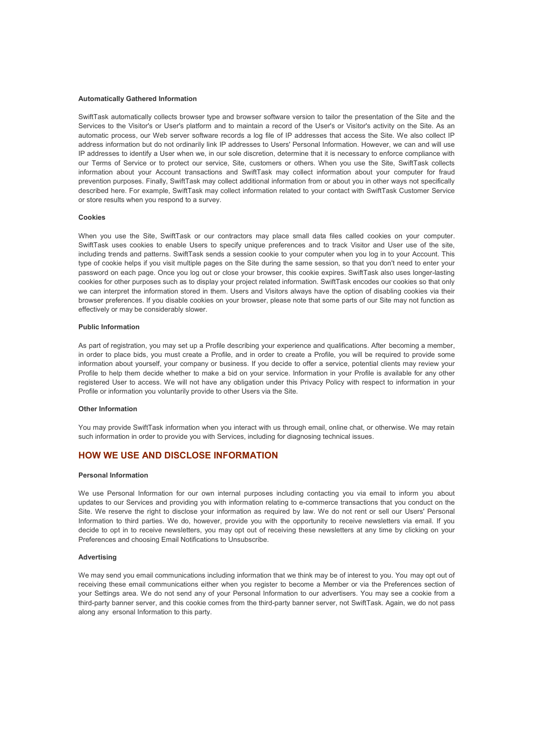#### Automatically Gathered Information

SwiftTask automatically collects browser type and browser software version to tailor the presentation of the Site and the Services to the Visitor's or User's platform and to maintain a record of the User's or Visitor's activity on the Site. As an automatic process, our Web server software records a log file of IP addresses that access the Site. We also collect IP address information but do not ordinarily link IP addresses to Users' Personal Information. However, we can and will use IP addresses to identify a User when we, in our sole discretion, determine that it is necessary to enforce compliance with our Terms of Service or to protect our service, Site, customers or others. When you use the Site, SwiftTask collects information about your Account transactions and SwiftTask may collect information about your computer for fraud prevention purposes. Finally, SwiftTask may collect additional information from or about you in other ways not specifically described here. For example, SwiftTask may collect information related to your contact with SwiftTask Customer Service or store results when you respond to a survey.

#### Cookies

When you use the Site, SwiftTask or our contractors may place small data files called cookies on your computer. SwiftTask uses cookies to enable Users to specify unique preferences and to track Visitor and User use of the site, including trends and patterns. SwiftTask sends a session cookie to your computer when you log in to your Account. This type of cookie helps if you visit multiple pages on the Site during the same session, so that you don't need to enter your password on each page. Once you log out or close your browser, this cookie expires. SwiftTask also uses longer-lasting cookies for other purposes such as to display your project related information. SwiftTask encodes our cookies so that only we can interpret the information stored in them. Users and Visitors always have the option of disabling cookies via their browser preferences. If you disable cookies on your browser, please note that some parts of our Site may not function as effectively or may be considerably slower.

#### Public Information

As part of registration, you may set up a Profile describing your experience and qualifications. After becoming a member, in order to place bids, you must create a Profile, and in order to create a Profile, you will be required to provide some information about yourself, your company or business. If you decide to offer a service, potential clients may review your Profile to help them decide whether to make a bid on your service. Information in your Profile is available for any other registered User to access. We will not have any obligation under this Privacy Policy with respect to information in your Profile or information you voluntarily provide to other Users via the Site.

#### Other Information

You may provide SwiftTask information when you interact with us through email, online chat, or otherwise. We may retain such information in order to provide you with Services, including for diagnosing technical issues.

## HOW WE USE AND DISCLOSE INFORMATION

#### Personal Information

We use Personal Information for our own internal purposes including contacting you via email to inform you about updates to our Services and providing you with information relating to e-commerce transactions that you conduct on the Site. We reserve the right to disclose your information as required by law. We do not rent or sell our Users' Personal Information to third parties. We do, however, provide you with the opportunity to receive newsletters via email. If you decide to opt in to receive newsletters, you may opt out of receiving these newsletters at any time by clicking on your Preferences and choosing Email Notifications to Unsubscribe.

#### Advertising

We may send you email communications including information that we think may be of interest to you. You may opt out of receiving these email communications either when you register to become a Member or via the Preferences section of your Settings area. We do not send any of your Personal Information to our advertisers. You may see a cookie from a third-party banner server, and this cookie comes from the third-party banner server, not SwiftTask. Again, we do not pass along any ersonal Information to this party.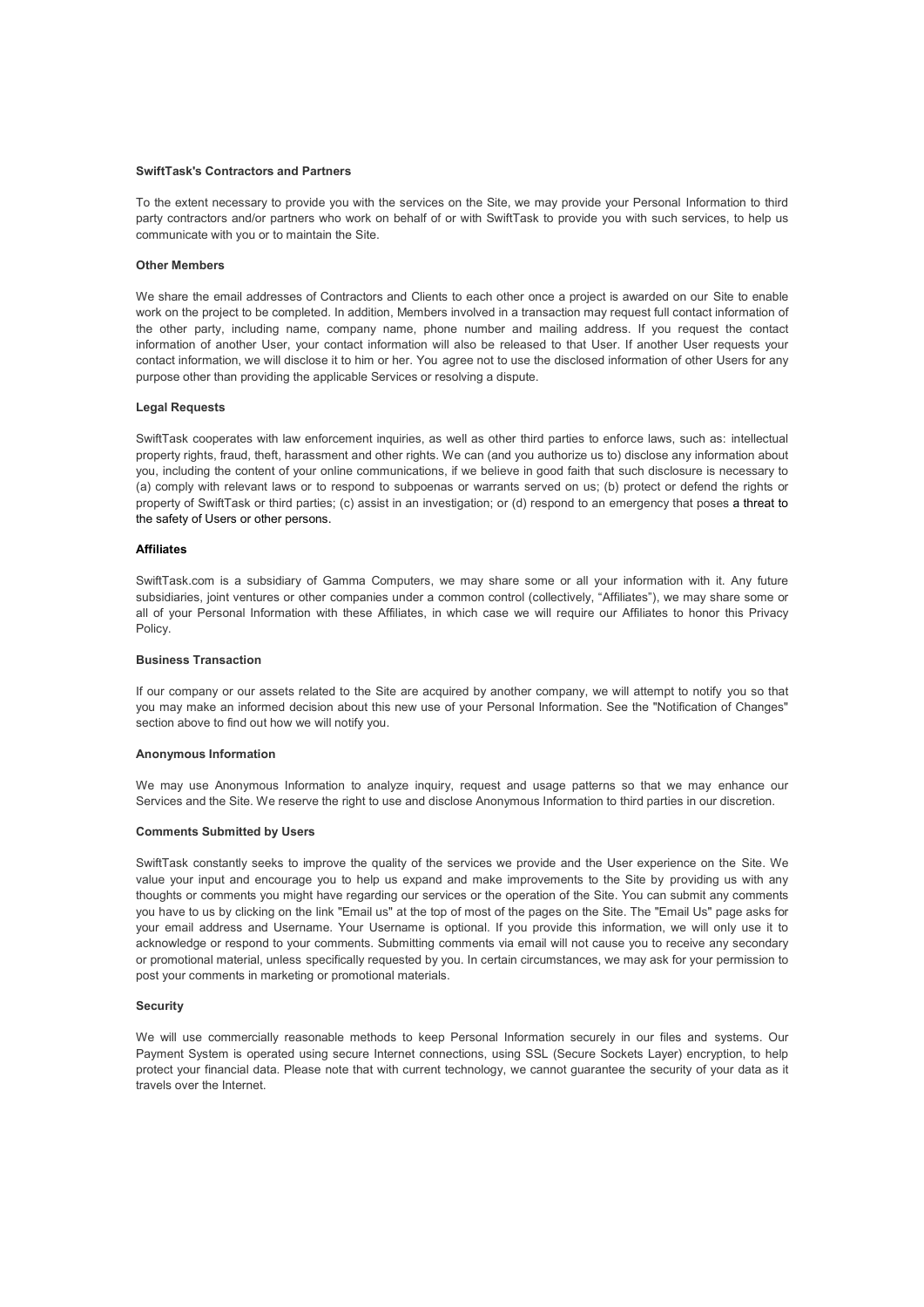**SwiftTask's Contractors and Partners**

To the extent necessary to provide you with the services on the Site, we may provide your Personal Information to third party contractors and/or partners who work on behalf of or with SwiftTask to provide you with such services, to help us communicate with you or to maintain the Site.

**Other Members**

We share the email addresses of Contractors and Clients to each other once a project is awarded on our Site to enable work on the project to be completed. In addition, Members involved in a transaction may request full contact information of the other party, including name, company name, phone number and mailing address. If you request the contact information of another User, your contact information will also be released to that User. If another User requests your contact information, we will disclose it to him or her. You agree not to use the disclosed information of other Users for any purpose other than providing the applicable Services or resolving a dispute.

**Legal Requests**

SwiftTask cooperates with law enforcement inquiries, as well as other third parties to enforce laws, such as: intellectual property rights, fraud, theft, harassment and other rights. We can (and you authorize us to) disclose any information about you, including the content of your online communications, if we believe in good faith that such disclosure is necessary to (a) comply with relevant laws or to respond to subpoenas or warrants served on us; (b) protect or defend the rights or property of SwiftTask or third parties; (c) assist in an investigation; or (d) respond to an emergency that poses a threat to the safety of Users or other persons.

**Affiliates**

SwiftTask.com is a subsidiary of Gamma Computers, we may share some or all your information with it. Any future subsidiaries, joint ventures or other companies under a common control (collectively, "Affiliates"), we may share some or all of your Personal Information with these Affiliates, in which case we will require our Affiliates to honor this Privacy Policy.

**Business Transaction**

If our company or our assets related to the Site are acquired by another company, we will attempt to notify you so that you may make an informed decision about this new use of your Personal Information. See the "Notification of Changes" section above to find out how we will notify you.

**Anonymous Information**

We may use Anonymous Information to analyze inquiry, request and usage patterns so that we may enhance our Services and the Site. We reserve the right to use and disclose Anonymous Information to third parties in our discretion.

**Comments Submitted by Users**

SwiftTask constantly seeks to improve the quality of the services we provide and the User experience on the Site. We value your input and encourage you to help us expand and make improvements to the Site by providing us with any thoughts or comments you might have regarding our services or the operation of the Site. You can submit any comments you have to us by clicking on the link "Email us" at the top of most of the pages on the Site. The "Email Us" page asks for your email address and Username. Your Username is optional. If you provide this information, we will only use it to acknowledge or respond to your comments. Submitting comments via email will not cause you to receive any secondary or promotional material, unless specifically requested by you. In certain circumstances, we may ask for your permission to post your comments in marketing or promotional materials.

**Security**

We will use commercially reasonable methods to keep Personal Information securely in our files and systems. Our Payment System is operated using secure Internet connections, using SSL (Secure Sockets Layer) encryption, to help protect your financial data. Please note that with current technology, we cannot guarantee the security of your data as it travels over the Internet.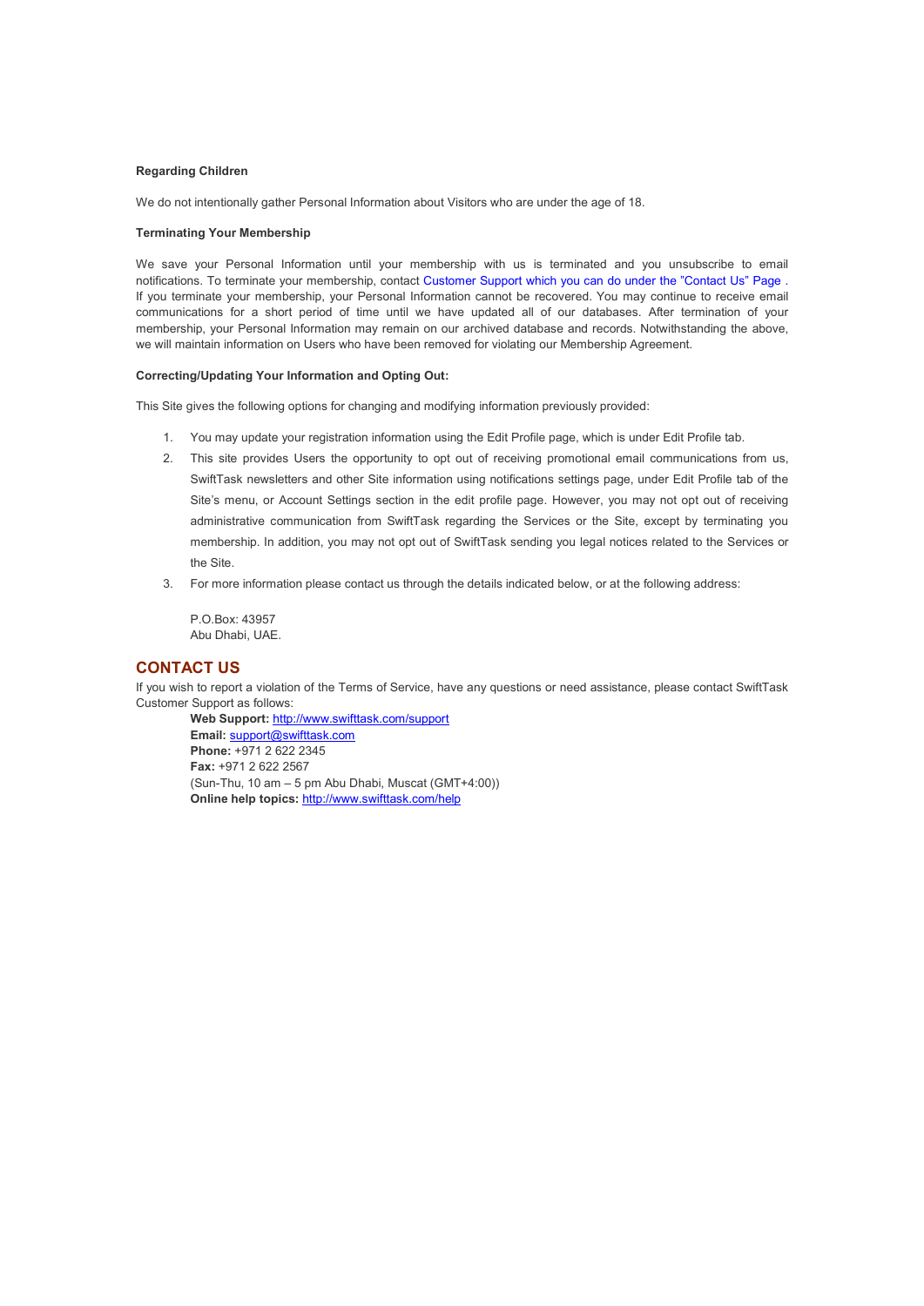**Regarding Children**

We do not intentionally gather Personal Information about Visitors who are under the age of 18.

**Terminating Your Membership**

We save your Personal Information until your membership with us is terminated and you unsubscribe to email notifications. To terminate your membership, contact Customer Support which you can do under the "Contact Us" Page . If you terminate your membership, your Personal Information cannot be recovered. You may continue to receive email communications for a short period of time until we have updated all of our databases. After termination of your membership, your Personal Information may remain on our archived database and records. Notwithstanding the above, we will maintain information on Users who have been removed for violating our Membership Agreement.

**Correcting/Updating Your Information and Opting Out:**

This Site gives the following options for changing and modifying information previously provided:

1. You may update your registration information using the Edit Profile page, which is under Edit Profile tab.
2. This site provides Users the opportunity to opt out of receiving promotional email communications from us, SwiftTask newsletters and other Site information using notifications settings page, under Edit Profile tab of the Site's menu, or Account Settings section in the edit profile page. However, you may not opt out of receiving administrative communication from SwiftTask regarding the Services or the Site, except by terminating you membership. In addition, you may not opt out of SwiftTask sending you legal notices related to the Services or the Site.
3. For more information please contact us through the details indicated below, or at the following address:

   P.O.Box: 43957
   Abu Dhabi, UAE.

## CONTACT US

If you wish to report a violation of the Terms of Service, have any questions or need assistance, please contact SwiftTask Customer Support as follows:

> **Web Support:** http://www.swifttask.com/support
> **Email:** support@swifttask.com
> **Phone:** +971 2 622 2345
> **Fax:** +971 2 622 2567
> (Sun-Thu, 10 am – 5 pm Abu Dhabi, Muscat (GMT+4:00))
> **Online help topics:** http://www.swifttask.com/help